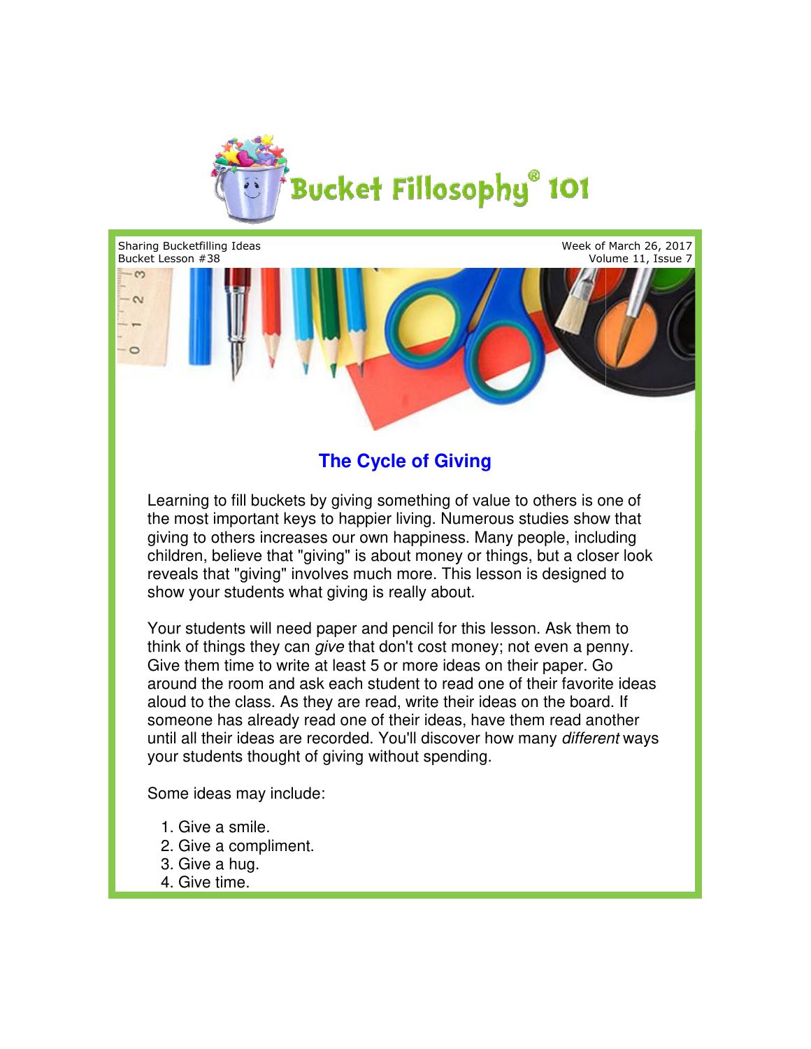# Bucket Fillosophy® 101

Sharing Bucketfilling Ideas
Bucket Lesson #38

Week of March 26, 2017
Volume 11, Issue 7

## The Cycle of Giving

Learning to fill buckets by giving something of value to others is one of the most important keys to happier living. Numerous studies show that giving to others increases our own happiness. Many people, including children, believe that "giving" is about money or things, but a closer look reveals that "giving" involves much more. This lesson is designed to show your students what giving is really about.

Your students will need paper and pencil for this lesson. Ask them to think of things they can *give* that don't cost money; not even a penny. Give them time to write at least 5 or more ideas on their paper. Go around the room and ask each student to read one of their favorite ideas aloud to the class. As they are read, write their ideas on the board. If someone has already read one of their ideas, have them read another until all their ideas are recorded. You'll discover how many *different* ways your students thought of giving without spending.

Some ideas may include:

1. Give a smile.
2. Give a compliment.
3. Give a hug.
4. Give time.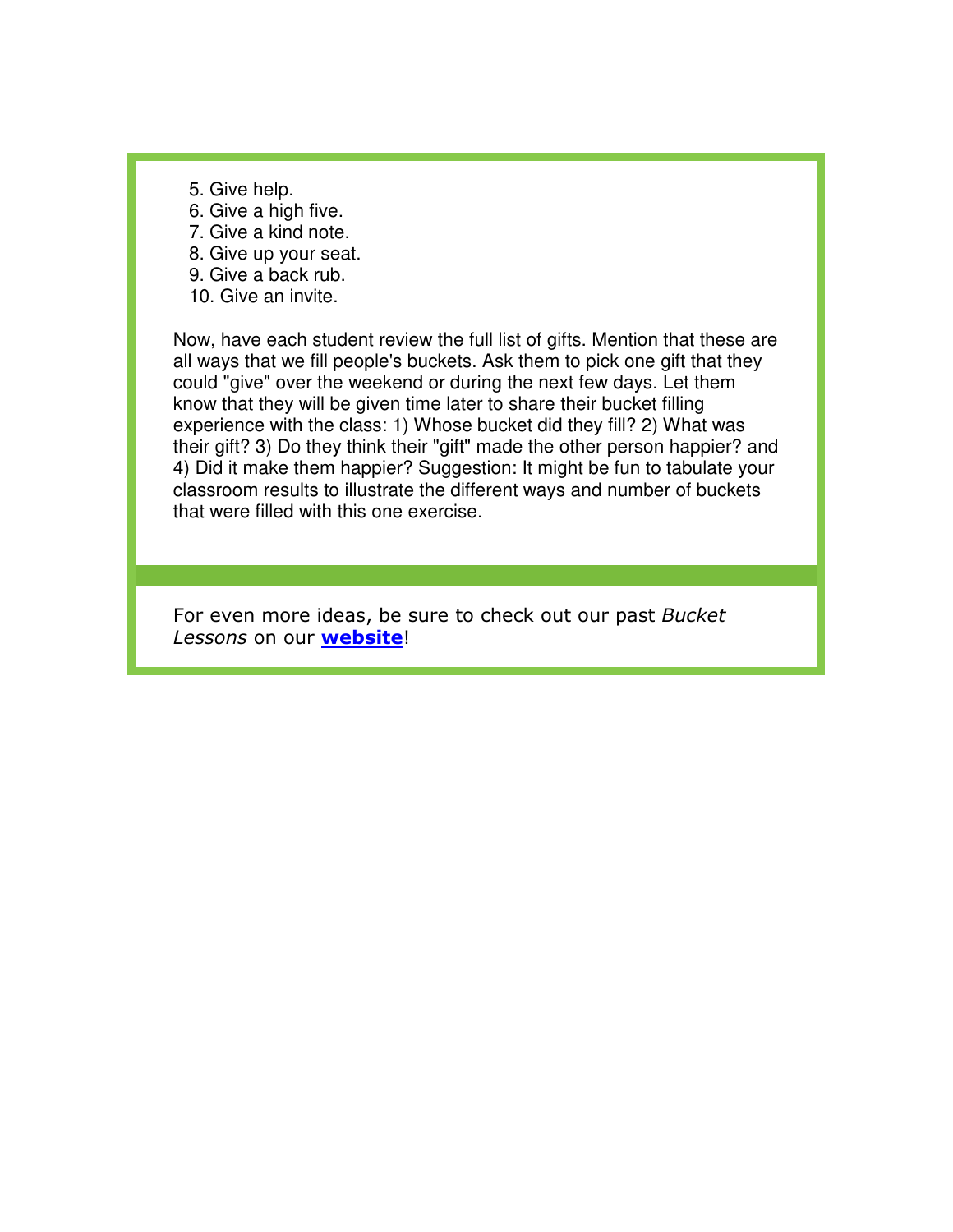5. Give help.
6. Give a high five.
7. Give a kind note.
8. Give up your seat.
9. Give a back rub.
10. Give an invite.

Now, have each student review the full list of gifts. Mention that these are all ways that we fill people's buckets. Ask them to pick one gift that they could "give" over the weekend or during the next few days. Let them know that they will be given time later to share their bucket filling experience with the class: 1) Whose bucket did they fill? 2) What was their gift? 3) Do they think their "gift" made the other person happier? and 4) Did it make them happier? Suggestion: It might be fun to tabulate your classroom results to illustrate the different ways and number of buckets that were filled with this one exercise.

For even more ideas, be sure to check out our past *Bucket Lessons* on our **website**!